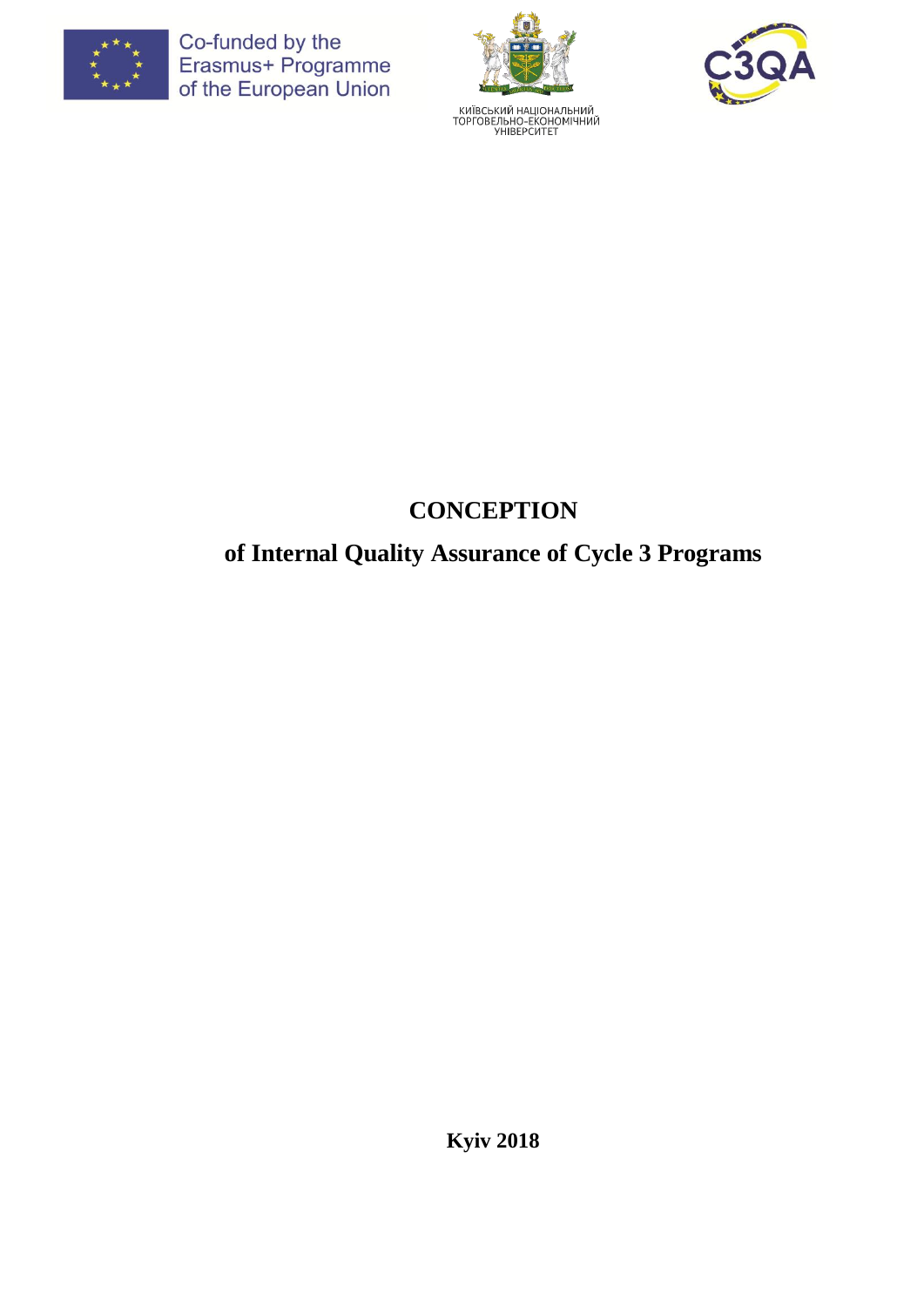Co-funded by the Erasmus+ Programme of the European Union

КИЇВСЬКИЙ НАЦІОНАЛЬНИЙ ТОРГОВЕЛЬНО-ЕКОНОМІЧНИЙ УНІВЕРСИТЕТ

C3QA

# CONCEPTION

## of Internal Quality Assurance of Cycle 3 Programs

**Kyiv 2018**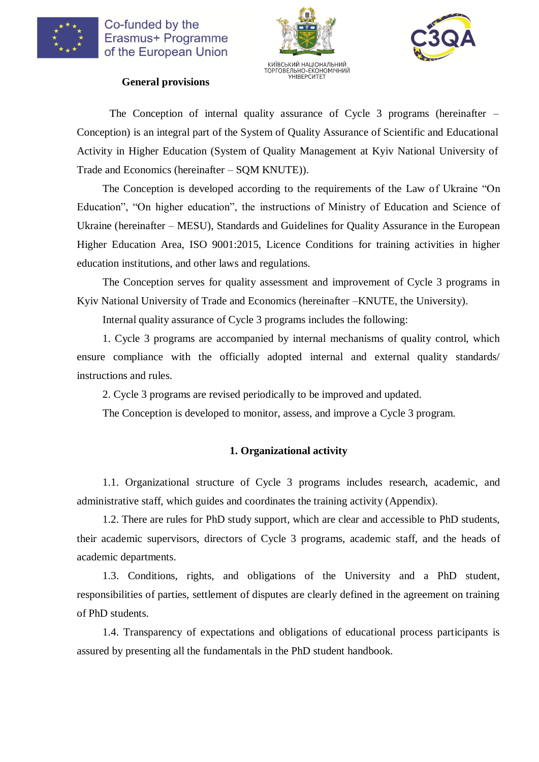## General provisions

The Conception of internal quality assurance of Cycle 3 programs (hereinafter – Conception) is an integral part of the System of Quality Assurance of Scientific and Educational Activity in Higher Education (System of Quality Management at Kyiv National University of Trade and Economics (hereinafter – SQM KNUTE)).

The Conception is developed according to the requirements of the Law of Ukraine “On Education”, “On higher education”, the instructions of Ministry of Education and Science of Ukraine (hereinafter – MESU), Standards and Guidelines for Quality Assurance in the European Higher Education Area, ISO 9001:2015, Licence Conditions for training activities in higher education institutions, and other laws and regulations.

The Conception serves for quality assessment and improvement of Cycle 3 programs in Kyiv National University of Trade and Economics (hereinafter –KNUTE, the University).

Internal quality assurance of Cycle 3 programs includes the following:

1. Cycle 3 programs are accompanied by internal mechanisms of quality control, which ensure compliance with the officially adopted internal and external quality standards/ instructions and rules.

2. Cycle 3 programs are revised periodically to be improved and updated.

The Conception is developed to monitor, assess, and improve a Cycle 3 program.

## 1. Organizational activity

1.1. Organizational structure of Cycle 3 programs includes research, academic, and administrative staff, which guides and coordinates the training activity (Appendix).

1.2. There are rules for PhD study support, which are clear and accessible to PhD students, their academic supervisors, directors of Cycle 3 programs, academic staff, and the heads of academic departments.

1.3. Conditions, rights, and obligations of the University and a PhD student, responsibilities of parties, settlement of disputes are clearly defined in the agreement on training of PhD students.

1.4. Transparency of expectations and obligations of educational process participants is assured by presenting all the fundamentals in the PhD student handbook.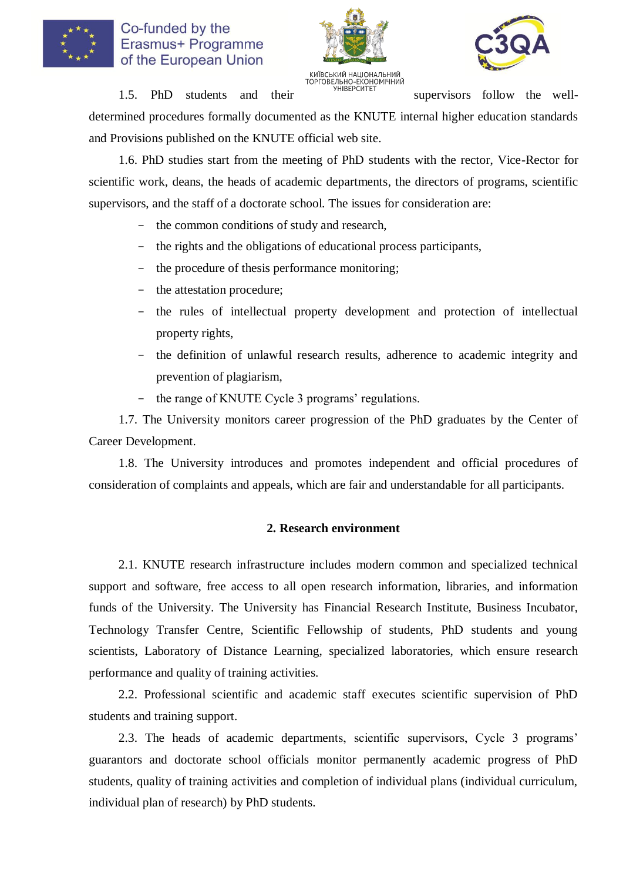1.5. PhD students and their supervisors follow the well-determined procedures formally documented as the KNUTE internal higher education standards and Provisions published on the KNUTE official web site.

1.6. PhD studies start from the meeting of PhD students with the rector, Vice-Rector for scientific work, deans, the heads of academic departments, the directors of programs, scientific supervisors, and the staff of a doctorate school. The issues for consideration are:

- the common conditions of study and research,
- the rights and the obligations of educational process participants,
- the procedure of thesis performance monitoring;
- the attestation procedure;
- the rules of intellectual property development and protection of intellectual property rights,
- the definition of unlawful research results, adherence to academic integrity and prevention of plagiarism,
- the range of KNUTE Cycle 3 programs' regulations.

1.7. The University monitors career progression of the PhD graduates by the Center of Career Development.

1.8. The University introduces and promotes independent and official procedures of consideration of complaints and appeals, which are fair and understandable for all participants.

## 2. Research environment

2.1. KNUTE research infrastructure includes modern common and specialized technical support and software, free access to all open research information, libraries, and information funds of the University. The University has Financial Research Institute, Business Incubator, Technology Transfer Centre, Scientific Fellowship of students, PhD students and young scientists, Laboratory of Distance Learning, specialized laboratories, which ensure research performance and quality of training activities.

2.2. Professional scientific and academic staff executes scientific supervision of PhD students and training support.

2.3. The heads of academic departments, scientific supervisors, Cycle 3 programs' guarantors and doctorate school officials monitor permanently academic progress of PhD students, quality of training activities and completion of individual plans (individual curriculum, individual plan of research) by PhD students.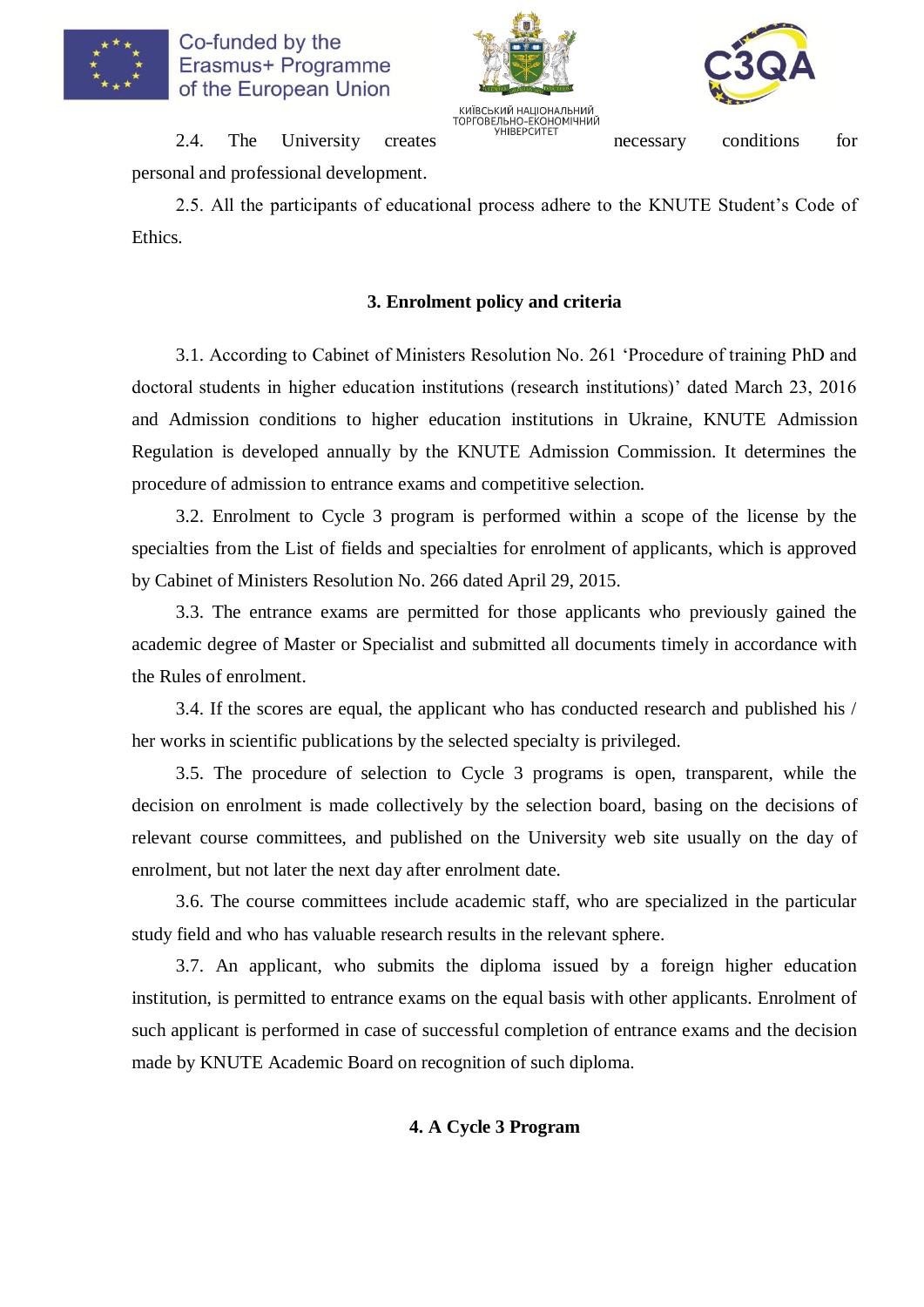2.4. The University creates necessary conditions for personal and professional development.

2.5. All the participants of educational process adhere to the KNUTE Student's Code of Ethics.

## 3. Enrolment policy and criteria

3.1. According to Cabinet of Ministers Resolution No. 261 'Procedure of training PhD and doctoral students in higher education institutions (research institutions)' dated March 23, 2016 and Admission conditions to higher education institutions in Ukraine, KNUTE Admission Regulation is developed annually by the KNUTE Admission Commission. It determines the procedure of admission to entrance exams and competitive selection.

3.2. Enrolment to Cycle 3 program is performed within a scope of the license by the specialties from the List of fields and specialties for enrolment of applicants, which is approved by Cabinet of Ministers Resolution No. 266 dated April 29, 2015.

3.3. The entrance exams are permitted for those applicants who previously gained the academic degree of Master or Specialist and submitted all documents timely in accordance with the Rules of enrolment.

3.4. If the scores are equal, the applicant who has conducted research and published his / her works in scientific publications by the selected specialty is privileged.

3.5. The procedure of selection to Cycle 3 programs is open, transparent, while the decision on enrolment is made collectively by the selection board, basing on the decisions of relevant course committees, and published on the University web site usually on the day of enrolment, but not later the next day after enrolment date.

3.6. The course committees include academic staff, who are specialized in the particular study field and who has valuable research results in the relevant sphere.

3.7. An applicant, who submits the diploma issued by a foreign higher education institution, is permitted to entrance exams on the equal basis with other applicants. Enrolment of such applicant is performed in case of successful completion of entrance exams and the decision made by KNUTE Academic Board on recognition of such diploma.

## 4. A Cycle 3 Program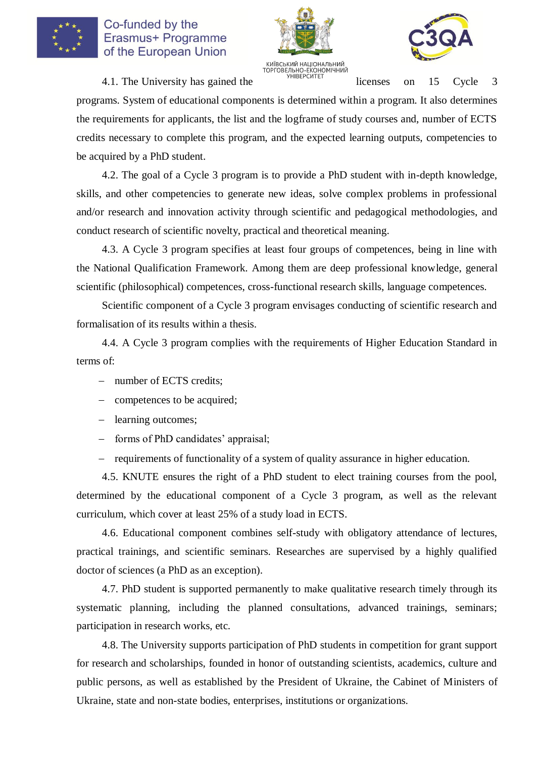4.1. The University has gained the licenses on 15 Cycle 3 programs. System of educational components is determined within a program. It also determines the requirements for applicants, the list and the logframe of study courses and, number of ECTS credits necessary to complete this program, and the expected learning outputs, competencies to be acquired by a PhD student.

4.2. The goal of a Cycle 3 program is to provide a PhD student with in-depth knowledge, skills, and other competencies to generate new ideas, solve complex problems in professional and/or research and innovation activity through scientific and pedagogical methodologies, and conduct research of scientific novelty, practical and theoretical meaning.

4.3. A Cycle 3 program specifies at least four groups of competences, being in line with the National Qualification Framework. Among them are deep professional knowledge, general scientific (philosophical) competences, cross-functional research skills, language competences.

Scientific component of a Cycle 3 program envisages conducting of scientific research and formalisation of its results within a thesis.

4.4. A Cycle 3 program complies with the requirements of Higher Education Standard in terms of:

- number of ECTS credits;
- competences to be acquired;
- learning outcomes;
- forms of PhD candidates' appraisal;
- requirements of functionality of a system of quality assurance in higher education.

4.5. KNUTE ensures the right of a PhD student to elect training courses from the pool, determined by the educational component of a Cycle 3 program, as well as the relevant curriculum, which cover at least 25% of a study load in ECTS.

4.6. Educational component combines self-study with obligatory attendance of lectures, practical trainings, and scientific seminars. Researches are supervised by a highly qualified doctor of sciences (a PhD as an exception).

4.7. PhD student is supported permanently to make qualitative research timely through its systematic planning, including the planned consultations, advanced trainings, seminars; participation in research works, etc.

4.8. The University supports participation of PhD students in competition for grant support for research and scholarships, founded in honor of outstanding scientists, academics, culture and public persons, as well as established by the President of Ukraine, the Cabinet of Ministers of Ukraine, state and non-state bodies, enterprises, institutions or organizations.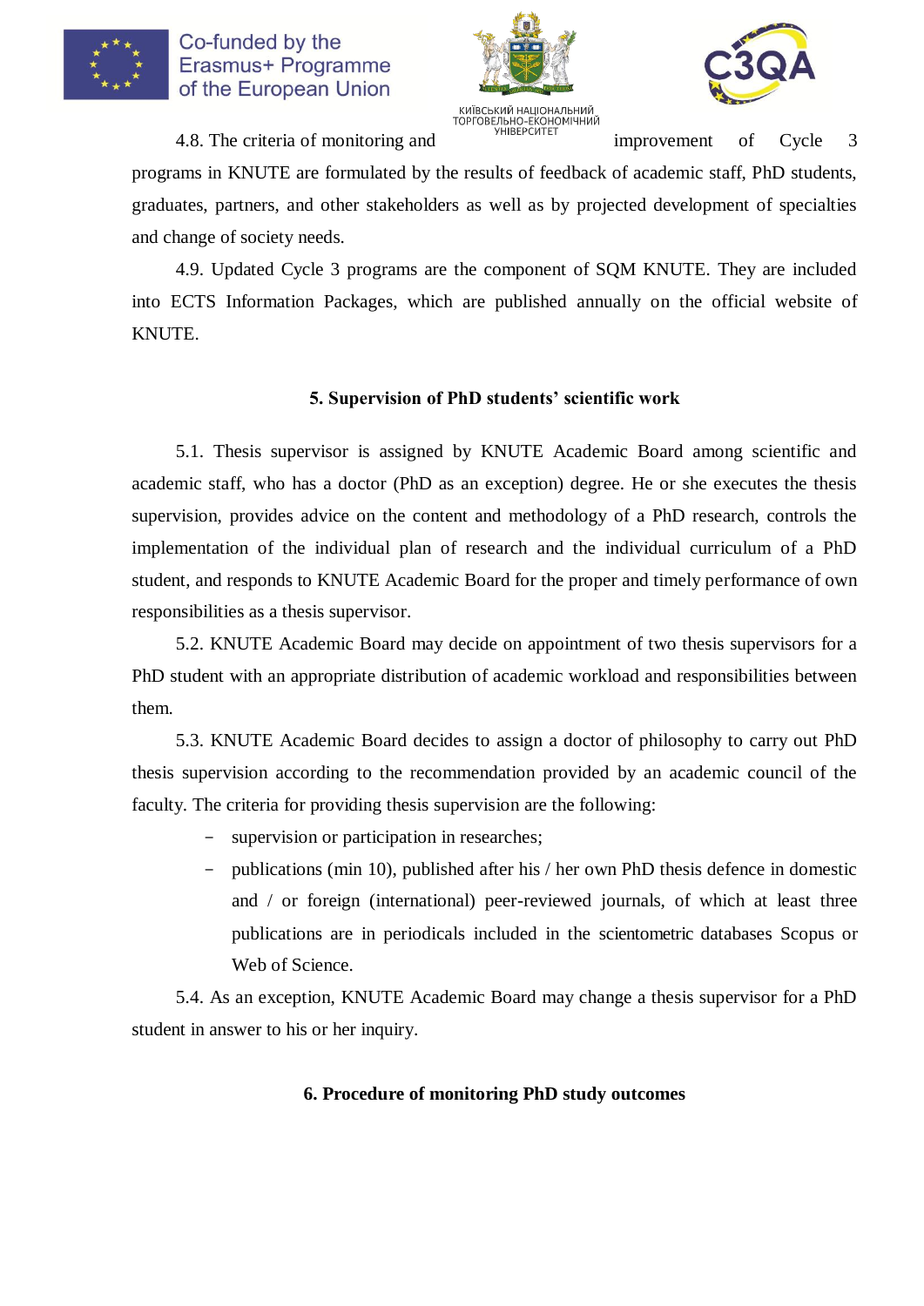4.8. The criteria of monitoring and improvement of Cycle 3 programs in KNUTE are formulated by the results of feedback of academic staff, PhD students, graduates, partners, and other stakeholders as well as by projected development of specialties and change of society needs.

4.9. Updated Cycle 3 programs are the component of SQM KNUTE. They are included into ECTS Information Packages, which are published annually on the official website of KNUTE.

## 5. Supervision of PhD students' scientific work

5.1. Thesis supervisor is assigned by KNUTE Academic Board among scientific and academic staff, who has a doctor (PhD as an exception) degree. He or she executes the thesis supervision, provides advice on the content and methodology of a PhD research, controls the implementation of the individual plan of research and the individual curriculum of a PhD student, and responds to KNUTE Academic Board for the proper and timely performance of own responsibilities as a thesis supervisor.

5.2. KNUTE Academic Board may decide on appointment of two thesis supervisors for a PhD student with an appropriate distribution of academic workload and responsibilities between them.

5.3. KNUTE Academic Board decides to assign a doctor of philosophy to carry out PhD thesis supervision according to the recommendation provided by an academic council of the faculty. The criteria for providing thesis supervision are the following:

- supervision or participation in researches;
- publications (min 10), published after his / her own PhD thesis defence in domestic and / or foreign (international) peer-reviewed journals, of which at least three publications are in periodicals included in the scientometric databases Scopus or Web of Science.

5.4. As an exception, KNUTE Academic Board may change a thesis supervisor for a PhD student in answer to his or her inquiry.

## 6. Procedure of monitoring PhD study outcomes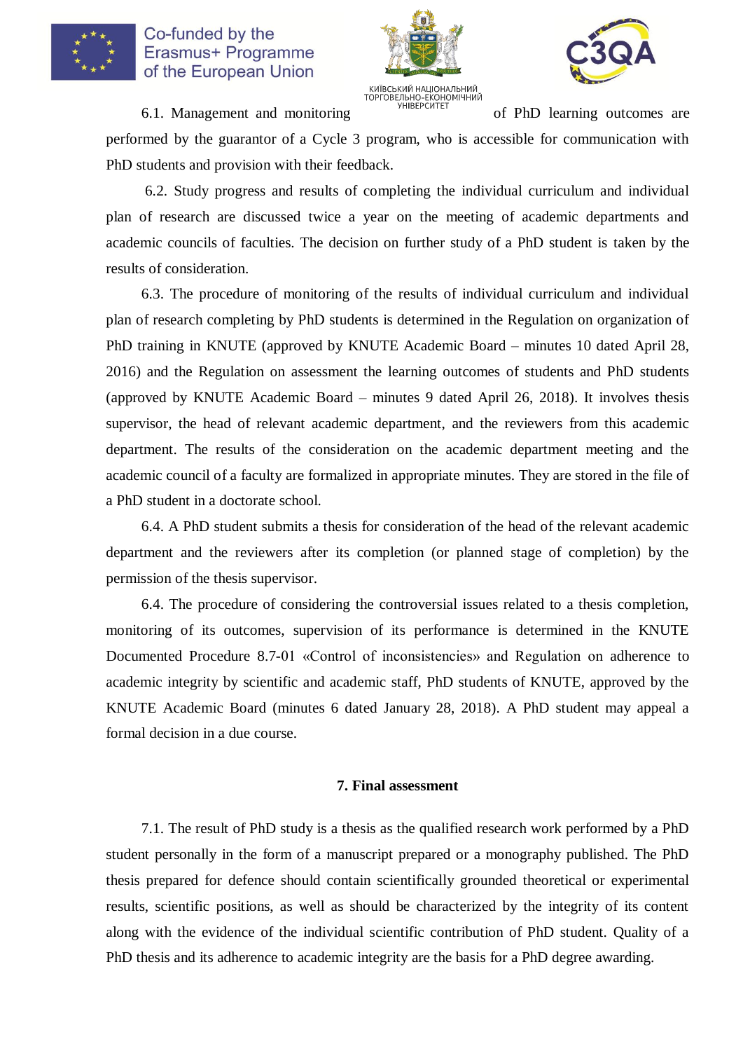6.1. Management and monitoring of PhD learning outcomes are performed by the guarantor of a Cycle 3 program, who is accessible for communication with PhD students and provision with their feedback.

6.2. Study progress and results of completing the individual curriculum and individual plan of research are discussed twice a year on the meeting of academic departments and academic councils of faculties. The decision on further study of a PhD student is taken by the results of consideration.

6.3. The procedure of monitoring of the results of individual curriculum and individual plan of research completing by PhD students is determined in the Regulation on organization of PhD training in KNUTE (approved by KNUTE Academic Board – minutes 10 dated April 28, 2016) and the Regulation on assessment the learning outcomes of students and PhD students (approved by KNUTE Academic Board – minutes 9 dated April 26, 2018). It involves thesis supervisor, the head of relevant academic department, and the reviewers from this academic department. The results of the consideration on the academic department meeting and the academic council of a faculty are formalized in appropriate minutes. They are stored in the file of a PhD student in a doctorate school.

6.4. A PhD student submits a thesis for consideration of the head of the relevant academic department and the reviewers after its completion (or planned stage of completion) by the permission of the thesis supervisor.

6.4. The procedure of considering the controversial issues related to a thesis completion, monitoring of its outcomes, supervision of its performance is determined in the KNUTE Documented Procedure 8.7-01 «Control of inconsistencies» and Regulation on adherence to academic integrity by scientific and academic staff, PhD students of KNUTE, approved by the KNUTE Academic Board (minutes 6 dated January 28, 2018). A PhD student may appeal a formal decision in a due course.

## 7. Final assessment

7.1. The result of PhD study is a thesis as the qualified research work performed by a PhD student personally in the form of a manuscript prepared or a monography published. The PhD thesis prepared for defence should contain scientifically grounded theoretical or experimental results, scientific positions, as well as should be characterized by the integrity of its content along with the evidence of the individual scientific contribution of PhD student. Quality of a PhD thesis and its adherence to academic integrity are the basis for a PhD degree awarding.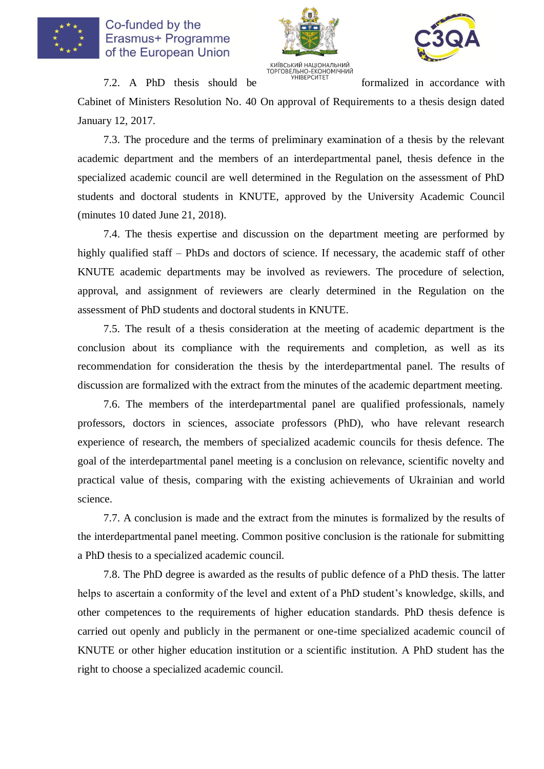7.2. A PhD thesis should be formalized in accordance with Cabinet of Ministers Resolution No. 40 On approval of Requirements to a thesis design dated January 12, 2017.

7.3. The procedure and the terms of preliminary examination of a thesis by the relevant academic department and the members of an interdepartmental panel, thesis defence in the specialized academic council are well determined in the Regulation on the assessment of PhD students and doctoral students in KNUTE, approved by the University Academic Council (minutes 10 dated June 21, 2018).

7.4. The thesis expertise and discussion on the department meeting are performed by highly qualified staff – PhDs and doctors of science. If necessary, the academic staff of other KNUTE academic departments may be involved as reviewers. The procedure of selection, approval, and assignment of reviewers are clearly determined in the Regulation on the assessment of PhD students and doctoral students in KNUTE.

7.5. The result of a thesis consideration at the meeting of academic department is the conclusion about its compliance with the requirements and completion, as well as its recommendation for consideration the thesis by the interdepartmental panel. The results of discussion are formalized with the extract from the minutes of the academic department meeting.

7.6. The members of the interdepartmental panel are qualified professionals, namely professors, doctors in sciences, associate professors (PhD), who have relevant research experience of research, the members of specialized academic councils for thesis defence. The goal of the interdepartmental panel meeting is a conclusion on relevance, scientific novelty and practical value of thesis, comparing with the existing achievements of Ukrainian and world science.

7.7. A conclusion is made and the extract from the minutes is formalized by the results of the interdepartmental panel meeting. Common positive conclusion is the rationale for submitting a PhD thesis to a specialized academic council.

7.8. The PhD degree is awarded as the results of public defence of a PhD thesis. The latter helps to ascertain a conformity of the level and extent of a PhD student's knowledge, skills, and other competences to the requirements of higher education standards. PhD thesis defence is carried out openly and publicly in the permanent or one-time specialized academic council of KNUTE or other higher education institution or a scientific institution. A PhD student has the right to choose a specialized academic council.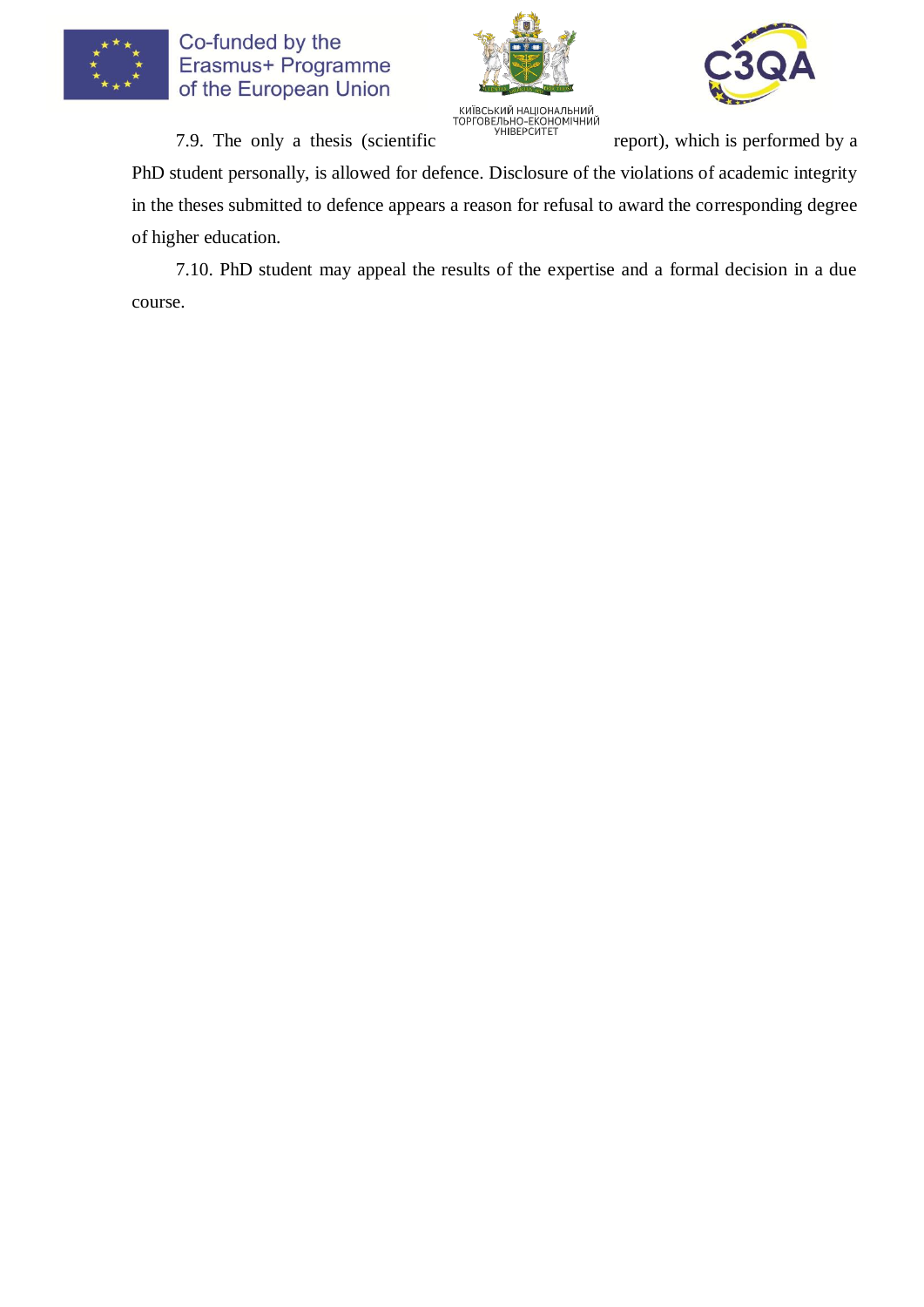7.9. The only a thesis (scientific report), which is performed by a PhD student personally, is allowed for defence. Disclosure of the violations of academic integrity in the theses submitted to defence appears a reason for refusal to award the corresponding degree of higher education.

7.10. PhD student may appeal the results of the expertise and a formal decision in a due course.